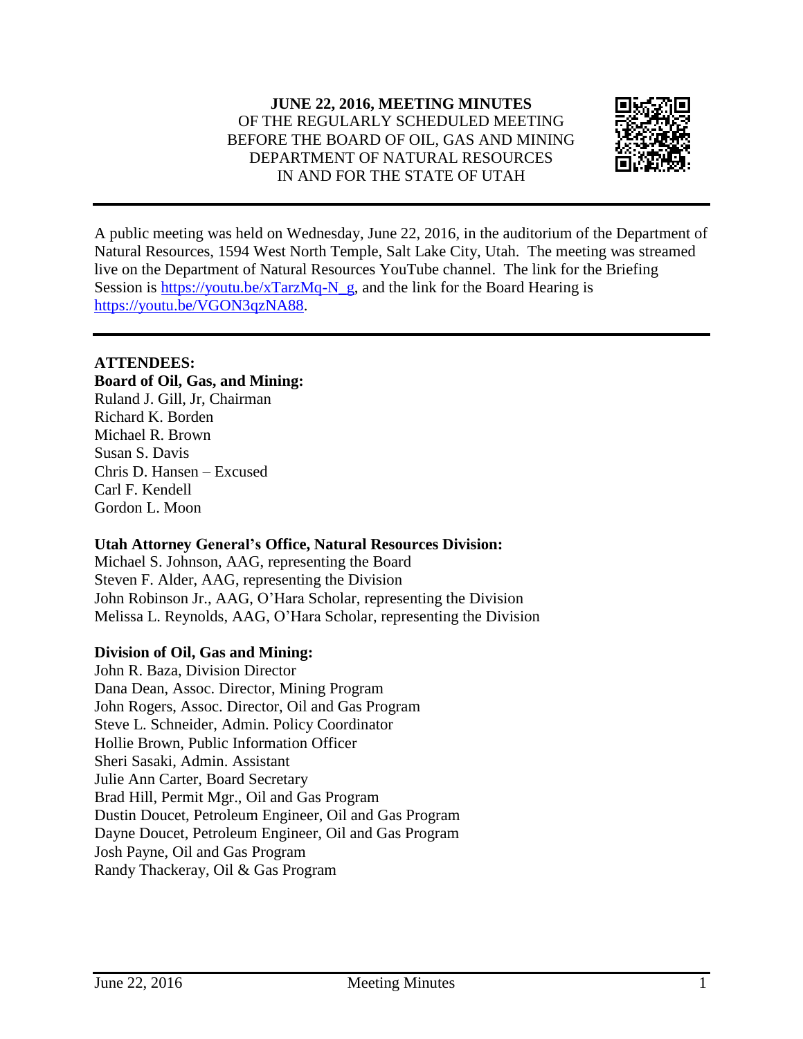**JUNE 22, 2016, MEETING MINUTES**
OF THE REGULARLY SCHEDULED MEETING
BEFORE THE BOARD OF OIL, GAS AND MINING
DEPARTMENT OF NATURAL RESOURCES
IN AND FOR THE STATE OF UTAH

---

A public meeting was held on Wednesday, June 22, 2016, in the auditorium of the Department of Natural Resources, 1594 West North Temple, Salt Lake City, Utah. The meeting was streamed live on the Department of Natural Resources YouTube channel. The link for the Briefing Session is https://youtu.be/xTarzMq-N_g, and the link for the Board Hearing is https://youtu.be/VGON3qzNA88.

---

**ATTENDEES:**

**Board of Oil, Gas, and Mining:**
Ruland J. Gill, Jr, Chairman
Richard K. Borden
Michael R. Brown
Susan S. Davis
Chris D. Hansen – Excused
Carl F. Kendell
Gordon L. Moon

**Utah Attorney General's Office, Natural Resources Division:**
Michael S. Johnson, AAG, representing the Board
Steven F. Alder, AAG, representing the Division
John Robinson Jr., AAG, O'Hara Scholar, representing the Division
Melissa L. Reynolds, AAG, O'Hara Scholar, representing the Division

**Division of Oil, Gas and Mining:**
John R. Baza, Division Director
Dana Dean, Assoc. Director, Mining Program
John Rogers, Assoc. Director, Oil and Gas Program
Steve L. Schneider, Admin. Policy Coordinator
Hollie Brown, Public Information Officer
Sheri Sasaki, Admin. Assistant
Julie Ann Carter, Board Secretary
Brad Hill, Permit Mgr., Oil and Gas Program
Dustin Doucet, Petroleum Engineer, Oil and Gas Program
Dayne Doucet, Petroleum Engineer, Oil and Gas Program
Josh Payne, Oil and Gas Program
Randy Thackeray, Oil & Gas Program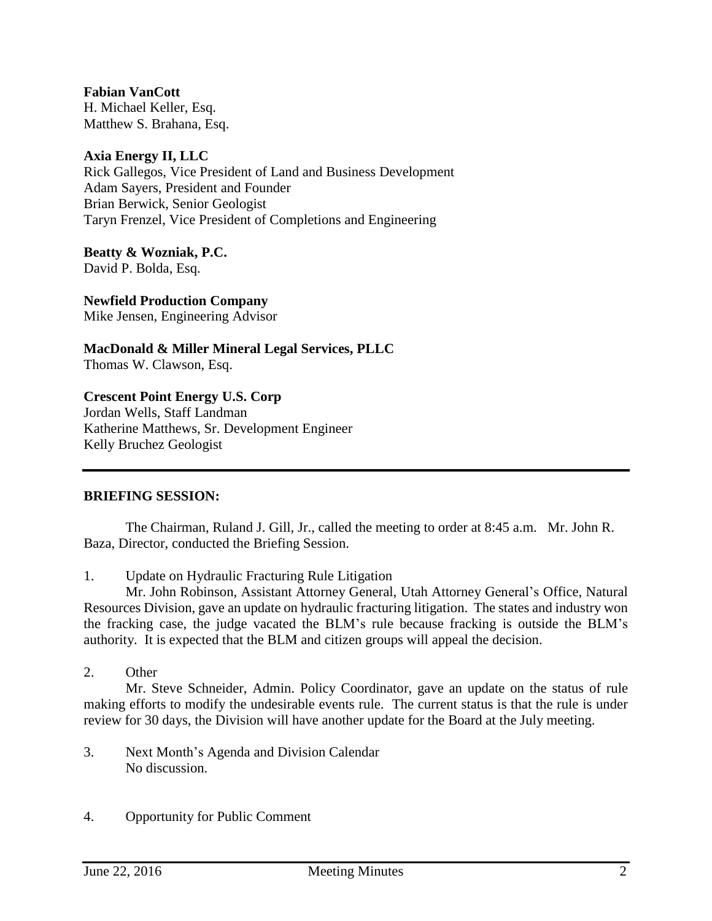**Fabian VanCott**
H. Michael Keller, Esq.
Matthew S. Brahana, Esq.

**Axia Energy II, LLC**
Rick Gallegos, Vice President of Land and Business Development
Adam Sayers, President and Founder
Brian Berwick, Senior Geologist
Taryn Frenzel, Vice President of Completions and Engineering

**Beatty & Wozniak, P.C.**
David P. Bolda, Esq.

**Newfield Production Company**
Mike Jensen, Engineering Advisor

**MacDonald & Miller Mineral Legal Services, PLLC**
Thomas W. Clawson, Esq.

**Crescent Point Energy U.S. Corp**
Jordan Wells, Staff Landman
Katherine Matthews, Sr. Development Engineer
Kelly Bruchez Geologist

---

**BRIEFING SESSION:**

The Chairman, Ruland J. Gill, Jr., called the meeting to order at 8:45 a.m. Mr. John R. Baza, Director, conducted the Briefing Session.

1. Update on Hydraulic Fracturing Rule Litigation

   Mr. John Robinson, Assistant Attorney General, Utah Attorney General's Office, Natural Resources Division, gave an update on hydraulic fracturing litigation. The states and industry won the fracking case, the judge vacated the BLM's rule because fracking is outside the BLM's authority. It is expected that the BLM and citizen groups will appeal the decision.

2. Other

   Mr. Steve Schneider, Admin. Policy Coordinator, gave an update on the status of rule making efforts to modify the undesirable events rule. The current status is that the rule is under review for 30 days, the Division will have another update for the Board at the July meeting.

3. Next Month's Agenda and Division Calendar

   No discussion.

4. Opportunity for Public Comment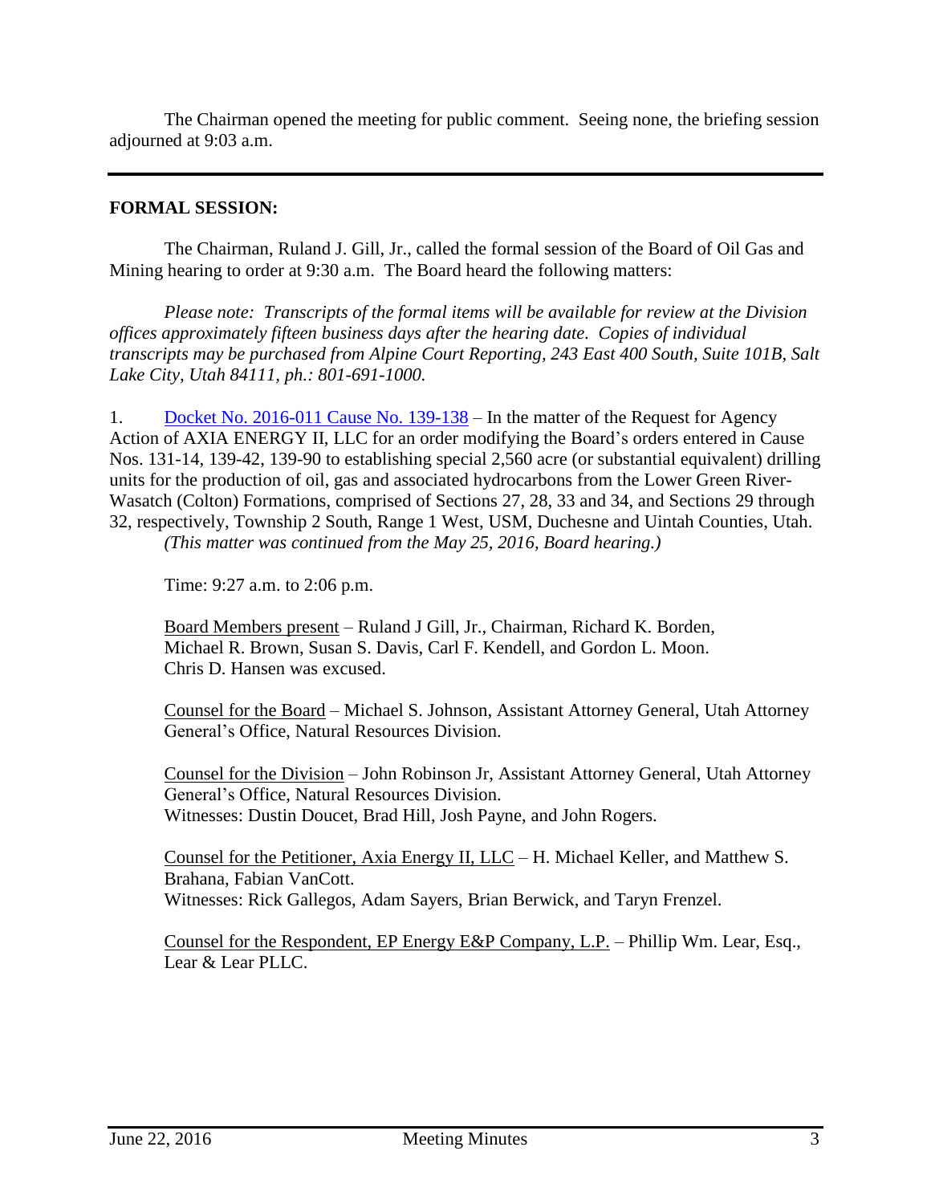The Chairman opened the meeting for public comment. Seeing none, the briefing session adjourned at 9:03 a.m.

---

**FORMAL SESSION:**

The Chairman, Ruland J. Gill, Jr., called the formal session of the Board of Oil Gas and Mining hearing to order at 9:30 a.m. The Board heard the following matters:

*Please note: Transcripts of the formal items will be available for review at the Division offices approximately fifteen business days after the hearing date. Copies of individual transcripts may be purchased from Alpine Court Reporting, 243 East 400 South, Suite 101B, Salt Lake City, Utah 84111, ph.: 801-691-1000.*

1. Docket No. 2016-011 Cause No. 139-138 – In the matter of the Request for Agency Action of AXIA ENERGY II, LLC for an order modifying the Board's orders entered in Cause Nos. 131-14, 139-42, 139-90 to establishing special 2,560 acre (or substantial equivalent) drilling units for the production of oil, gas and associated hydrocarbons from the Lower Green River-Wasatch (Colton) Formations, comprised of Sections 27, 28, 33 and 34, and Sections 29 through 32, respectively, Township 2 South, Range 1 West, USM, Duchesne and Uintah Counties, Utah. *(This matter was continued from the May 25, 2016, Board hearing.)*

Time: 9:27 a.m. to 2:06 p.m.

Board Members present – Ruland J Gill, Jr., Chairman, Richard K. Borden, Michael R. Brown, Susan S. Davis, Carl F. Kendell, and Gordon L. Moon. Chris D. Hansen was excused.

Counsel for the Board – Michael S. Johnson, Assistant Attorney General, Utah Attorney General's Office, Natural Resources Division.

Counsel for the Division – John Robinson Jr, Assistant Attorney General, Utah Attorney General's Office, Natural Resources Division.
Witnesses: Dustin Doucet, Brad Hill, Josh Payne, and John Rogers.

Counsel for the Petitioner, Axia Energy II, LLC – H. Michael Keller, and Matthew S. Brahana, Fabian VanCott.
Witnesses: Rick Gallegos, Adam Sayers, Brian Berwick, and Taryn Frenzel.

Counsel for the Respondent, EP Energy E&P Company, L.P. – Phillip Wm. Lear, Esq., Lear & Lear PLLC.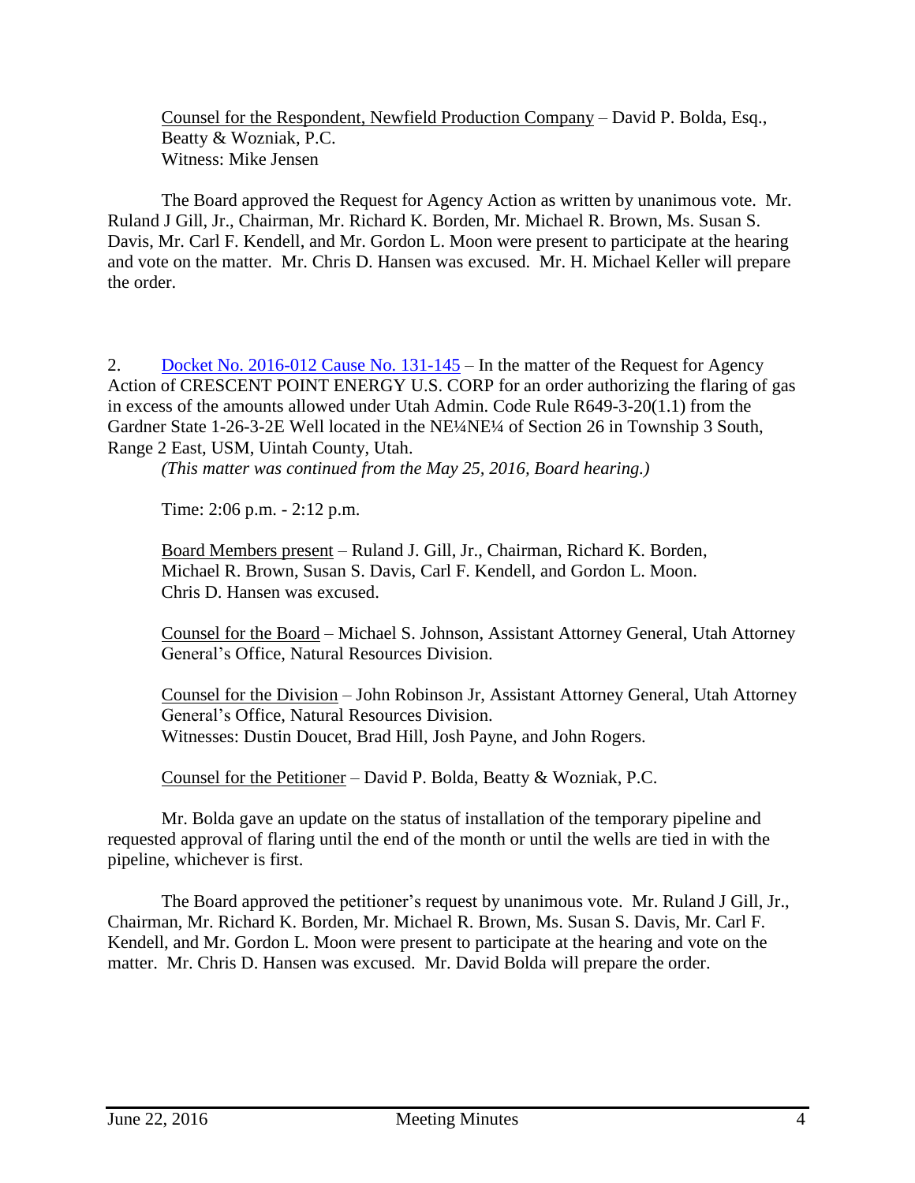Counsel for the Respondent, Newfield Production Company – David P. Bolda, Esq., Beatty & Wozniak, P.C.
Witness: Mike Jensen

The Board approved the Request for Agency Action as written by unanimous vote. Mr. Ruland J Gill, Jr., Chairman, Mr. Richard K. Borden, Mr. Michael R. Brown, Ms. Susan S. Davis, Mr. Carl F. Kendell, and Mr. Gordon L. Moon were present to participate at the hearing and vote on the matter. Mr. Chris D. Hansen was excused. Mr. H. Michael Keller will prepare the order.

2. Docket No. 2016-012 Cause No. 131-145 – In the matter of the Request for Agency Action of CRESCENT POINT ENERGY U.S. CORP for an order authorizing the flaring of gas in excess of the amounts allowed under Utah Admin. Code Rule R649-3-20(1.1) from the Gardner State 1-26-3-2E Well located in the NE¼NE¼ of Section 26 in Township 3 South, Range 2 East, USM, Uintah County, Utah.
*(This matter was continued from the May 25, 2016, Board hearing.)*

Time: 2:06 p.m. - 2:12 p.m.

Board Members present – Ruland J. Gill, Jr., Chairman, Richard K. Borden, Michael R. Brown, Susan S. Davis, Carl F. Kendell, and Gordon L. Moon. Chris D. Hansen was excused.

Counsel for the Board – Michael S. Johnson, Assistant Attorney General, Utah Attorney General's Office, Natural Resources Division.

Counsel for the Division – John Robinson Jr, Assistant Attorney General, Utah Attorney General's Office, Natural Resources Division.
Witnesses: Dustin Doucet, Brad Hill, Josh Payne, and John Rogers.

Counsel for the Petitioner – David P. Bolda, Beatty & Wozniak, P.C.

Mr. Bolda gave an update on the status of installation of the temporary pipeline and requested approval of flaring until the end of the month or until the wells are tied in with the pipeline, whichever is first.

The Board approved the petitioner's request by unanimous vote. Mr. Ruland J Gill, Jr., Chairman, Mr. Richard K. Borden, Mr. Michael R. Brown, Ms. Susan S. Davis, Mr. Carl F. Kendell, and Mr. Gordon L. Moon were present to participate at the hearing and vote on the matter. Mr. Chris D. Hansen was excused. Mr. David Bolda will prepare the order.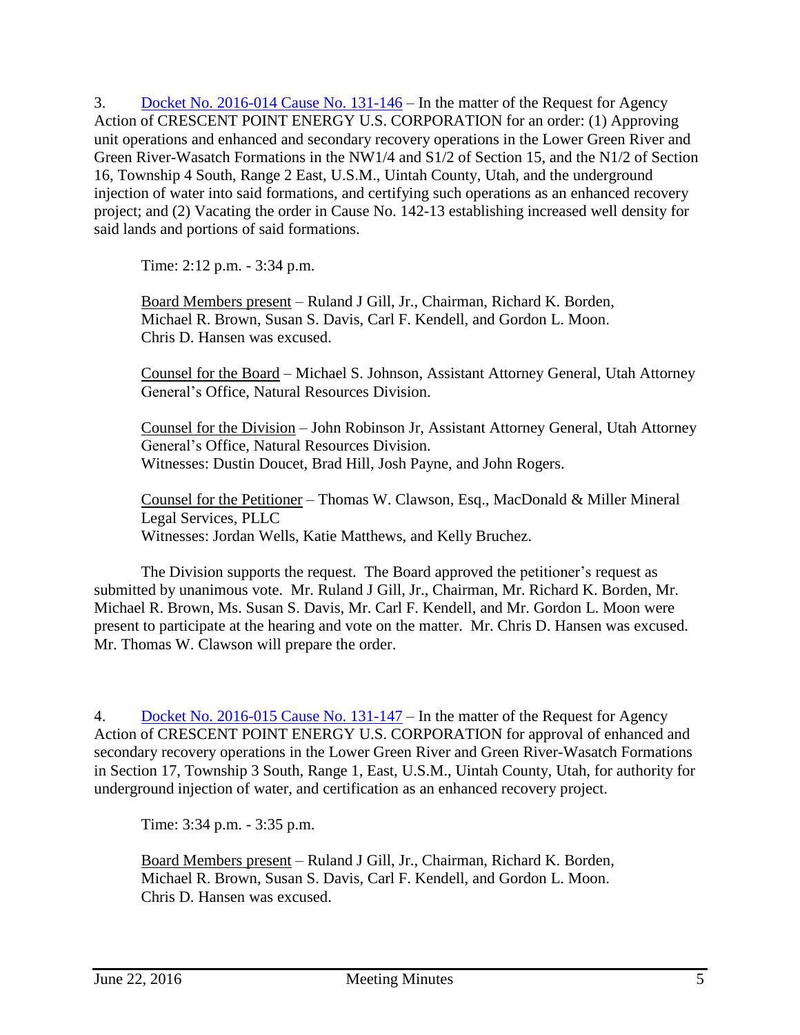3. [Docket No. 2016-014 Cause No. 131-146] – In the matter of the Request for Agency Action of CRESCENT POINT ENERGY U.S. CORPORATION for an order: (1) Approving unit operations and enhanced and secondary recovery operations in the Lower Green River and Green River-Wasatch Formations in the NW1/4 and S1/2 of Section 15, and the N1/2 of Section 16, Township 4 South, Range 2 East, U.S.M., Uintah County, Utah, and the underground injection of water into said formations, and certifying such operations as an enhanced recovery project; and (2) Vacating the order in Cause No. 142-13 establishing increased well density for said lands and portions of said formations.

Time: 2:12 p.m. - 3:34 p.m.

Board Members present – Ruland J Gill, Jr., Chairman, Richard K. Borden, Michael R. Brown, Susan S. Davis, Carl F. Kendell, and Gordon L. Moon. Chris D. Hansen was excused.

Counsel for the Board – Michael S. Johnson, Assistant Attorney General, Utah Attorney General's Office, Natural Resources Division.

Counsel for the Division – John Robinson Jr, Assistant Attorney General, Utah Attorney General's Office, Natural Resources Division.
Witnesses: Dustin Doucet, Brad Hill, Josh Payne, and John Rogers.

Counsel for the Petitioner – Thomas W. Clawson, Esq., MacDonald & Miller Mineral Legal Services, PLLC
Witnesses: Jordan Wells, Katie Matthews, and Kelly Bruchez.

The Division supports the request. The Board approved the petitioner's request as submitted by unanimous vote. Mr. Ruland J Gill, Jr., Chairman, Mr. Richard K. Borden, Mr. Michael R. Brown, Ms. Susan S. Davis, Mr. Carl F. Kendell, and Mr. Gordon L. Moon were present to participate at the hearing and vote on the matter. Mr. Chris D. Hansen was excused. Mr. Thomas W. Clawson will prepare the order.

4. [Docket No. 2016-015 Cause No. 131-147] – In the matter of the Request for Agency Action of CRESCENT POINT ENERGY U.S. CORPORATION for approval of enhanced and secondary recovery operations in the Lower Green River and Green River-Wasatch Formations in Section 17, Township 3 South, Range 1, East, U.S.M., Uintah County, Utah, for authority for underground injection of water, and certification as an enhanced recovery project.

Time: 3:34 p.m. - 3:35 p.m.

Board Members present – Ruland J Gill, Jr., Chairman, Richard K. Borden, Michael R. Brown, Susan S. Davis, Carl F. Kendell, and Gordon L. Moon. Chris D. Hansen was excused.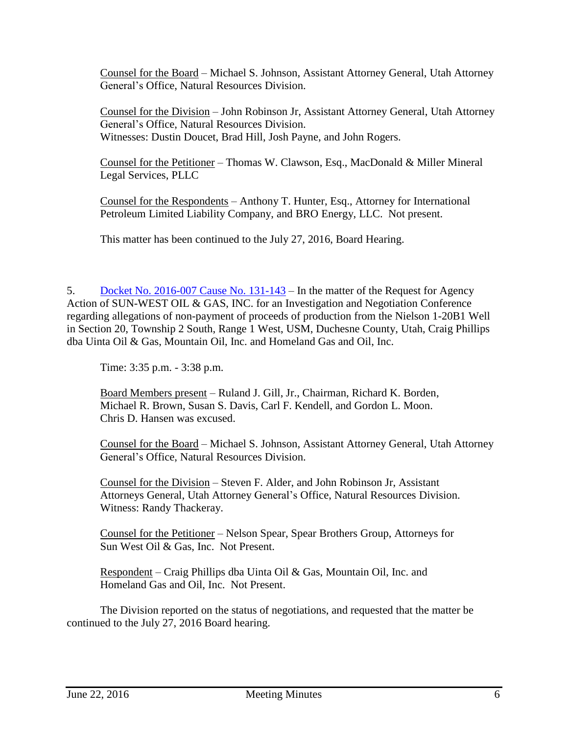Counsel for the Board – Michael S. Johnson, Assistant Attorney General, Utah Attorney General's Office, Natural Resources Division.

Counsel for the Division – John Robinson Jr, Assistant Attorney General, Utah Attorney General's Office, Natural Resources Division.
Witnesses: Dustin Doucet, Brad Hill, Josh Payne, and John Rogers.

Counsel for the Petitioner – Thomas W. Clawson, Esq., MacDonald & Miller Mineral Legal Services, PLLC

Counsel for the Respondents – Anthony T. Hunter, Esq., Attorney for International Petroleum Limited Liability Company, and BRO Energy, LLC. Not present.

This matter has been continued to the July 27, 2016, Board Hearing.

5. Docket No. 2016-007 Cause No. 131-143 – In the matter of the Request for Agency Action of SUN-WEST OIL & GAS, INC. for an Investigation and Negotiation Conference regarding allegations of non-payment of proceeds of production from the Nielson 1-20B1 Well in Section 20, Township 2 South, Range 1 West, USM, Duchesne County, Utah, Craig Phillips dba Uinta Oil & Gas, Mountain Oil, Inc. and Homeland Gas and Oil, Inc.

Time: 3:35 p.m. - 3:38 p.m.

Board Members present – Ruland J. Gill, Jr., Chairman, Richard K. Borden, Michael R. Brown, Susan S. Davis, Carl F. Kendell, and Gordon L. Moon. Chris D. Hansen was excused.

Counsel for the Board – Michael S. Johnson, Assistant Attorney General, Utah Attorney General's Office, Natural Resources Division.

Counsel for the Division – Steven F. Alder, and John Robinson Jr, Assistant Attorneys General, Utah Attorney General's Office, Natural Resources Division.
Witness: Randy Thackeray.

Counsel for the Petitioner – Nelson Spear, Spear Brothers Group, Attorneys for Sun West Oil & Gas, Inc. Not Present.

Respondent – Craig Phillips dba Uinta Oil & Gas, Mountain Oil, Inc. and Homeland Gas and Oil, Inc. Not Present.

The Division reported on the status of negotiations, and requested that the matter be continued to the July 27, 2016 Board hearing.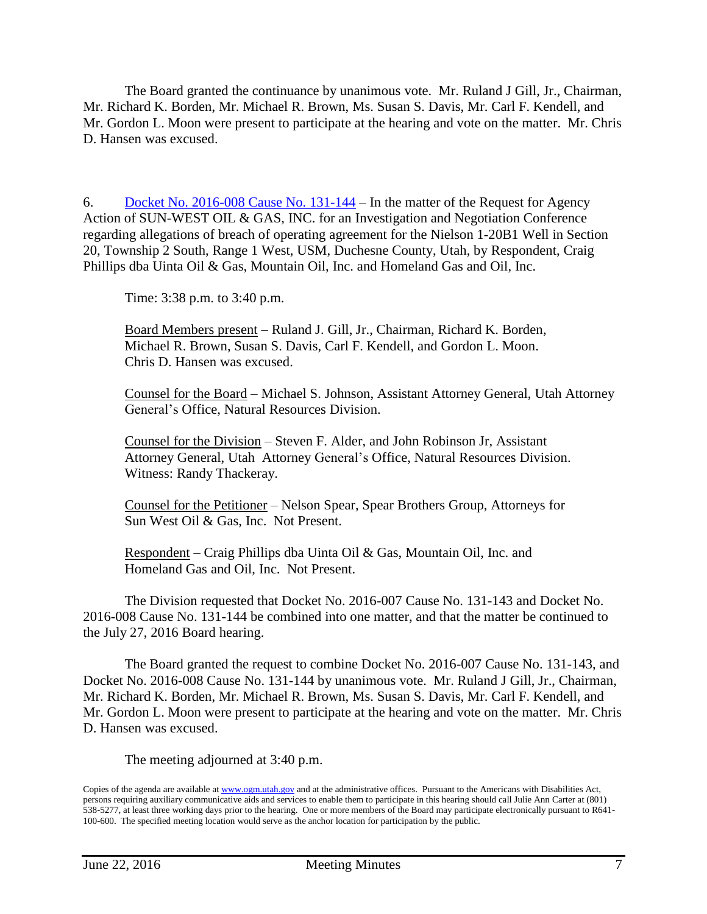The Board granted the continuance by unanimous vote. Mr. Ruland J Gill, Jr., Chairman, Mr. Richard K. Borden, Mr. Michael R. Brown, Ms. Susan S. Davis, Mr. Carl F. Kendell, and Mr. Gordon L. Moon were present to participate at the hearing and vote on the matter. Mr. Chris D. Hansen was excused.

6. Docket No. 2016-008 Cause No. 131-144 – In the matter of the Request for Agency Action of SUN-WEST OIL & GAS, INC. for an Investigation and Negotiation Conference regarding allegations of breach of operating agreement for the Nielson 1-20B1 Well in Section 20, Township 2 South, Range 1 West, USM, Duchesne County, Utah, by Respondent, Craig Phillips dba Uinta Oil & Gas, Mountain Oil, Inc. and Homeland Gas and Oil, Inc.

Time: 3:38 p.m. to 3:40 p.m.

Board Members present – Ruland J. Gill, Jr., Chairman, Richard K. Borden, Michael R. Brown, Susan S. Davis, Carl F. Kendell, and Gordon L. Moon. Chris D. Hansen was excused.

Counsel for the Board – Michael S. Johnson, Assistant Attorney General, Utah Attorney General's Office, Natural Resources Division.

Counsel for the Division – Steven F. Alder, and John Robinson Jr, Assistant Attorney General, Utah Attorney General's Office, Natural Resources Division. Witness: Randy Thackeray.

Counsel for the Petitioner – Nelson Spear, Spear Brothers Group, Attorneys for Sun West Oil & Gas, Inc. Not Present.

Respondent – Craig Phillips dba Uinta Oil & Gas, Mountain Oil, Inc. and Homeland Gas and Oil, Inc. Not Present.

The Division requested that Docket No. 2016-007 Cause No. 131-143 and Docket No. 2016-008 Cause No. 131-144 be combined into one matter, and that the matter be continued to the July 27, 2016 Board hearing.

The Board granted the request to combine Docket No. 2016-007 Cause No. 131-143, and Docket No. 2016-008 Cause No. 131-144 by unanimous vote. Mr. Ruland J Gill, Jr., Chairman, Mr. Richard K. Borden, Mr. Michael R. Brown, Ms. Susan S. Davis, Mr. Carl F. Kendell, and Mr. Gordon L. Moon were present to participate at the hearing and vote on the matter. Mr. Chris D. Hansen was excused.

The meeting adjourned at 3:40 p.m.

Copies of the agenda are available at www.ogm.utah.gov and at the administrative offices. Pursuant to the Americans with Disabilities Act, persons requiring auxiliary communicative aids and services to enable them to participate in this hearing should call Julie Ann Carter at (801) 538-5277, at least three working days prior to the hearing. One or more members of the Board may participate electronically pursuant to R641-100-600. The specified meeting location would serve as the anchor location for participation by the public.